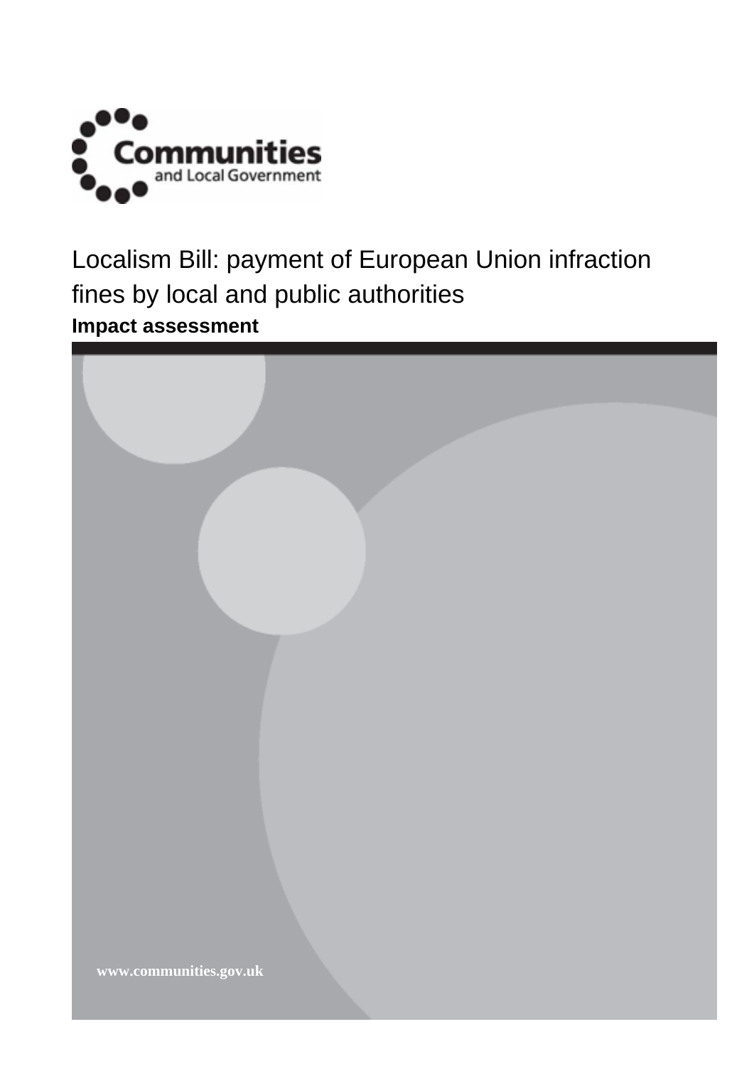Communities and Local Government

# Localism Bill: payment of European Union infraction fines by local and public authorities

**Impact assessment**

www.communities.gov.uk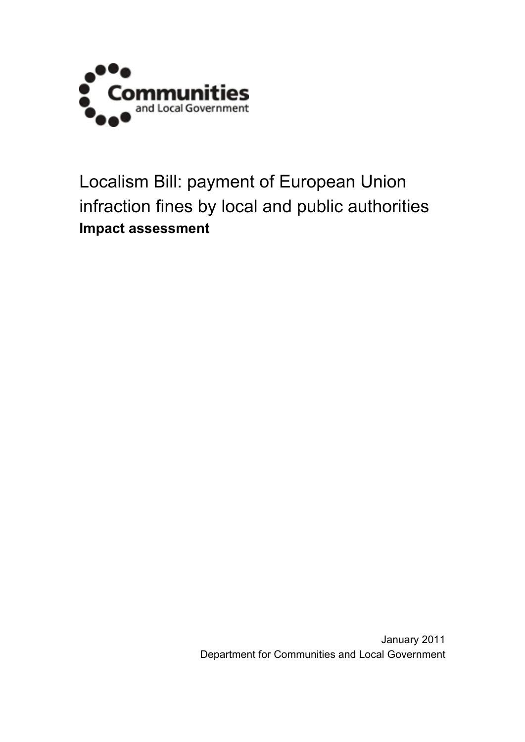Communities and Local Government

# Localism Bill: payment of European Union infraction fines by local and public authorities

**Impact assessment**

January 2011

Department for Communities and Local Government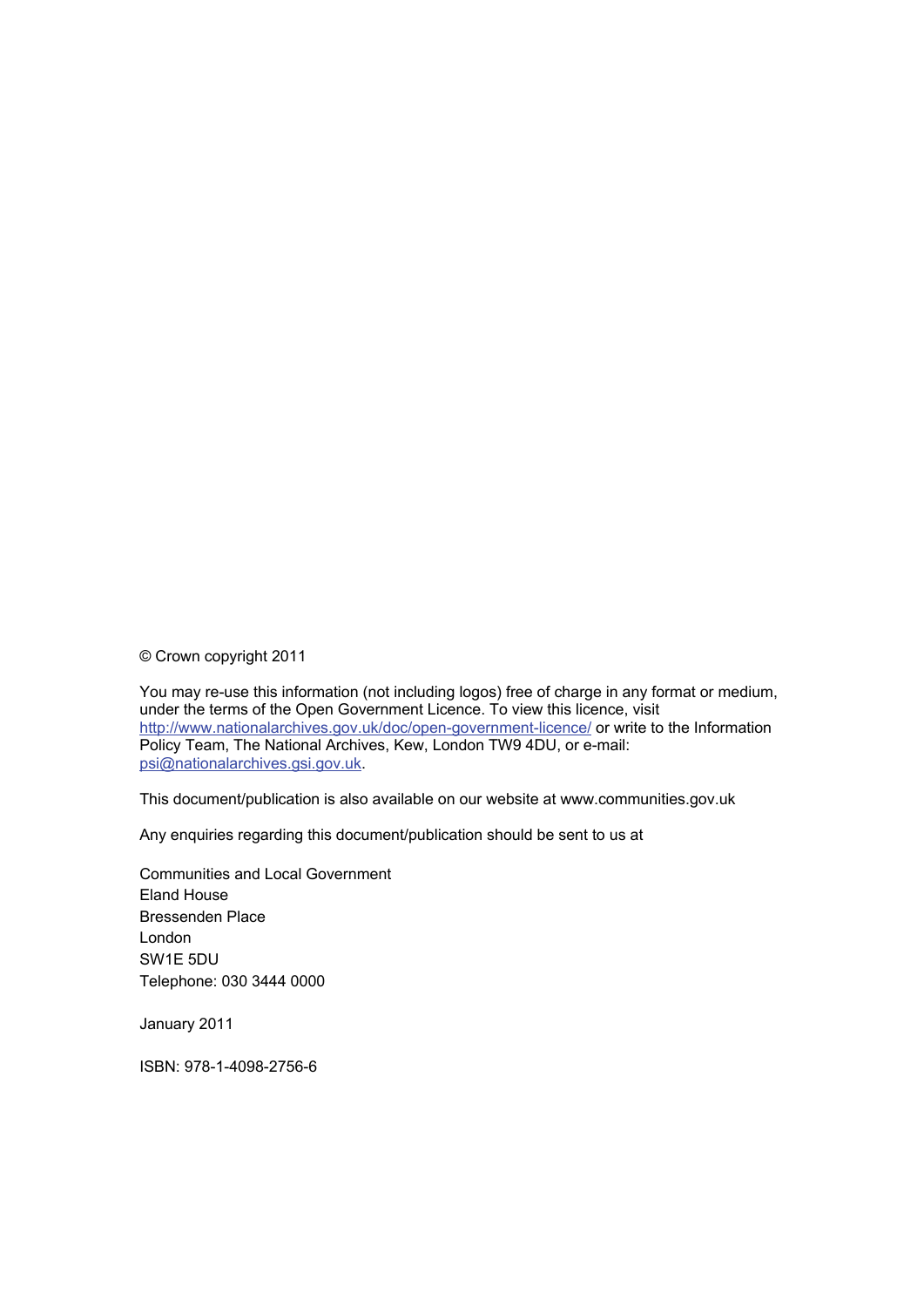© Crown copyright 2011

You may re-use this information (not including logos) free of charge in any format or medium, under the terms of the Open Government Licence. To view this licence, visit http://www.nationalarchives.gov.uk/doc/open-government-licence/ or write to the Information Policy Team, The National Archives, Kew, London TW9 4DU, or e-mail: psi@nationalarchives.gsi.gov.uk.

This document/publication is also available on our website at www.communities.gov.uk

Any enquiries regarding this document/publication should be sent to us at

Communities and Local Government  
Eland House  
Bressenden Place  
London  
SW1E 5DU  
Telephone: 030 3444 0000

January 2011

ISBN: 978-1-4098-2756-6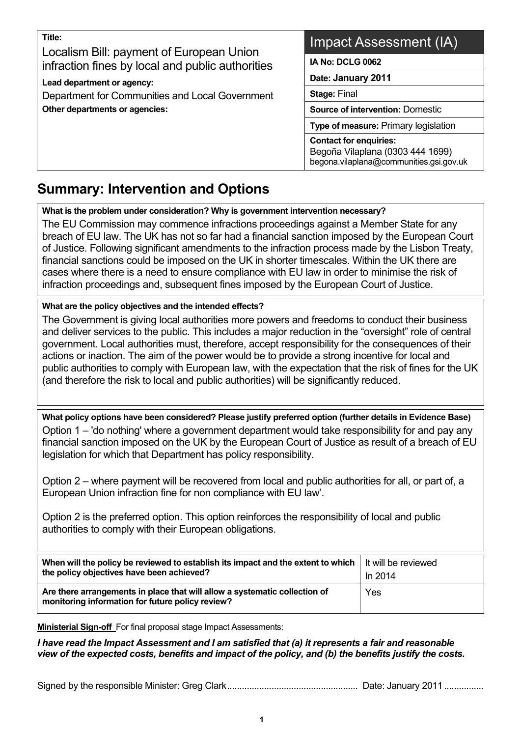| **Title:** Localism Bill: payment of European Union infraction fines by local and public authorities | Impact Assessment (IA) |
| --- | --- |
| **Lead department or agency:** Department for Communities and Local Government | **IA No: DCLG 0062** |
| **Other departments or agencies:** | **Date: January 2011** |
| | **Stage:** Final |
| | **Source of intervention:** Domestic |
| | **Type of measure:** Primary legislation |
| | **Contact for enquiries:** Begoña Vilaplana (0303 444 1699) begona.vilaplana@communities.gsi.gov.uk |

## Summary: Intervention and Options

**What is the problem under consideration? Why is government intervention necessary?**

The EU Commission may commence infractions proceedings against a Member State for any breach of EU law. The UK has not so far had a financial sanction imposed by the European Court of Justice. Following significant amendments to the infraction process made by the Lisbon Treaty, financial sanctions could be imposed on the UK in shorter timescales. Within the UK there are cases where there is a need to ensure compliance with EU law in order to minimise the risk of infraction proceedings and, subsequent fines imposed by the European Court of Justice.

**What are the policy objectives and the intended effects?**

The Government is giving local authorities more powers and freedoms to conduct their business and deliver services to the public. This includes a major reduction in the "oversight" role of central government. Local authorities must, therefore, accept responsibility for the consequences of their actions or inaction. The aim of the power would be to provide a strong incentive for local and public authorities to comply with European law, with the expectation that the risk of fines for the UK (and therefore the risk to local and public authorities) will be significantly reduced.

**What policy options have been considered? Please justify preferred option (further details in Evidence Base)**

Option 1 – 'do nothing' where a government department would take responsibility for and pay any financial sanction imposed on the UK by the European Court of Justice as result of a breach of EU legislation for which that Department has policy responsibility.

Option 2 – where payment will be recovered from local and public authorities for all, or part of, a European Union infraction fine for non compliance with EU law'.

Option 2 is the preferred option. This option reinforces the responsibility of local and public authorities to comply with their European obligations.

| **When will the policy be reviewed to establish its impact and the extent to which the policy objectives have been achieved?** | It will be reviewed In 2014 |
| --- | --- |
| **Are there arrangements in place that will allow a systematic collection of monitoring information for future policy review?** | Yes |

**Ministerial Sign-off** For final proposal stage Impact Assessments:

***I have read the Impact Assessment and I am satisfied that (a) it represents a fair and reasonable view of the expected costs, benefits and impact of the policy, and (b) the benefits justify the costs.***

Signed by the responsible Minister: Greg Clark.................................................... Date: January 2011 ................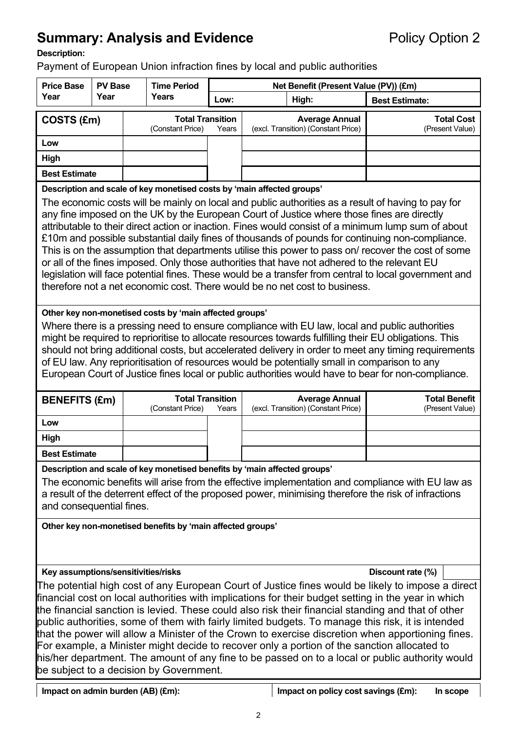## Summary: Analysis and Evidence

Policy Option 2

**Description:**

Payment of European Union infraction fines by local and public authorities

| Price Base Year | PV Base Year | Time Period Years | Net Benefit (Present Value (PV)) (£m) | | |
|---|---|---|---|---|---|
| | | | Low: | High: | Best Estimate: |

| COSTS (£m) | Total Transition (Constant Price) | Years | Average Annual (excl. Transition) (Constant Price) | Total Cost (Present Value) |
|---|---|---|---|---|
| Low | | | | |
| High | | | | |
| Best Estimate | | | | |

**Description and scale of key monetised costs by 'main affected groups'**

The economic costs will be mainly on local and public authorities as a result of having to pay for any fine imposed on the UK by the European Court of Justice where those fines are directly attributable to their direct action or inaction. Fines would consist of a minimum lump sum of about £10m and possible substantial daily fines of thousands of pounds for continuing non-compliance. This is on the assumption that departments utilise this power to pass on/ recover the cost of some or all of the fines imposed. Only those authorities that have not adhered to the relevant EU legislation will face potential fines. These would be a transfer from central to local government and therefore not a net economic cost. There would be no net cost to business.

**Other key non-monetised costs by 'main affected groups'**

Where there is a pressing need to ensure compliance with EU law, local and public authorities might be required to reprioritise to allocate resources towards fulfilling their EU obligations. This should not bring additional costs, but accelerated delivery in order to meet any timing requirements of EU law. Any reprioritisation of resources would be potentially small in comparison to any European Court of Justice fines local or public authorities would have to bear for non-compliance.

| BENEFITS (£m) | Total Transition (Constant Price) | Years | Average Annual (excl. Transition) (Constant Price) | Total Benefit (Present Value) |
|---|---|---|---|---|
| Low | | | | |
| High | | | | |
| Best Estimate | | | | |

**Description and scale of key monetised benefits by 'main affected groups'**

The economic benefits will arise from the effective implementation and compliance with EU law as a result of the deterrent effect of the proposed power, minimising therefore the risk of infractions and consequential fines.

**Other key non-monetised benefits by 'main affected groups'**

**Key assumptions/sensitivities/risks** — Discount rate (%)

The potential high cost of any European Court of Justice fines would be likely to impose a direct financial cost on local authorities with implications for their budget setting in the year in which the financial sanction is levied. These could also risk their financial standing and that of other public authorities, some of them with fairly limited budgets. To manage this risk, it is intended that the power will allow a Minister of the Crown to exercise discretion when apportioning fines. For example, a Minister might decide to recover only a portion of the sanction allocated to his/her department. The amount of any fine to be passed on to a local or public authority would be subject to a decision by Government.

| Impact on admin burden (AB) (£m): | Impact on policy cost savings (£m): | In scope |
|---|---|---|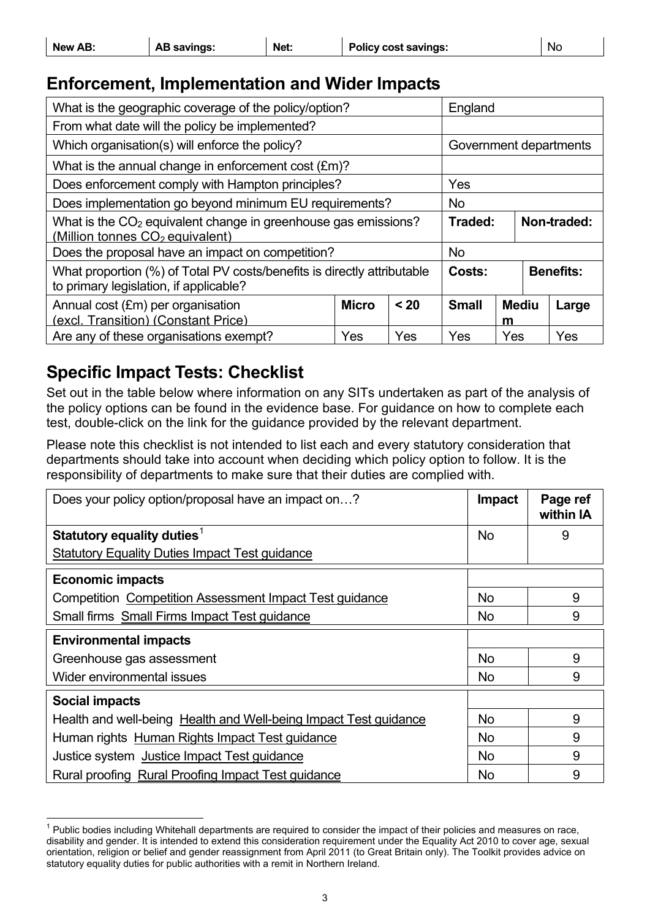| New AB: | AB savings: | Net: | Policy cost savings: | No |
|---|---|---|---|---|

## Enforcement, Implementation and Wider Impacts

| | | | | | |
|---|---|---|---|---|---|
| What is the geographic coverage of the policy/option? | | | England | | |
| From what date will the policy be implemented? | | | | | |
| Which organisation(s) will enforce the policy? | | | Government departments | | |
| What is the annual change in enforcement cost (£m)? | | | | | |
| Does enforcement comply with Hampton principles? | | | Yes | | |
| Does implementation go beyond minimum EU requirements? | | | No | | |
| What is the $CO_2$ equivalent change in greenhouse gas emissions? (Million tonnes $CO_2$ equivalent) | | | **Traded:** | | **Non-traded:** |
| Does the proposal have an impact on competition? | | | No | | |
| What proportion (%) of Total PV costs/benefits is directly attributable to primary legislation, if applicable? | | | **Costs:** | | **Benefits:** |
| Annual cost (£m) per organisation (excl. Transition) (Constant Price) | **Micro** | **< 20** | **Small** | **Medium** | **Large** |
| Are any of these organisations exempt? | Yes | Yes | Yes | Yes | Yes |

## Specific Impact Tests: Checklist

Set out in the table below where information on any SITs undertaken as part of the analysis of the policy options can be found in the evidence base. For guidance on how to complete each test, double-click on the link for the guidance provided by the relevant department.

Please note this checklist is not intended to list each and every statutory consideration that departments should take into account when deciding which policy option to follow. It is the responsibility of departments to make sure that their duties are complied with.

| Does your policy option/proposal have an impact on…? | **Impact** | **Page ref within IA** |
|---|---|---|
| **Statutory equality duties**[1] <br> Statutory Equality Duties Impact Test guidance | No | 9 |
| **Economic impacts** | | |
| Competition Competition Assessment Impact Test guidance | No | 9 |
| Small firms Small Firms Impact Test guidance | No | 9 |
| **Environmental impacts** | | |
| Greenhouse gas assessment | No | 9 |
| Wider environmental issues | No | 9 |
| **Social impacts** | | |
| Health and well-being Health and Well-being Impact Test guidance | No | 9 |
| Human rights Human Rights Impact Test guidance | No | 9 |
| Justice system Justice Impact Test guidance | No | 9 |
| Rural proofing Rural Proofing Impact Test guidance | No | 9 |

[1] Public bodies including Whitehall departments are required to consider the impact of their policies and measures on race, disability and gender. It is intended to extend this consideration requirement under the Equality Act 2010 to cover age, sexual orientation, religion or belief and gender reassignment from April 2011 (to Great Britain only). The Toolkit provides advice on statutory equality duties for public authorities with a remit in Northern Ireland.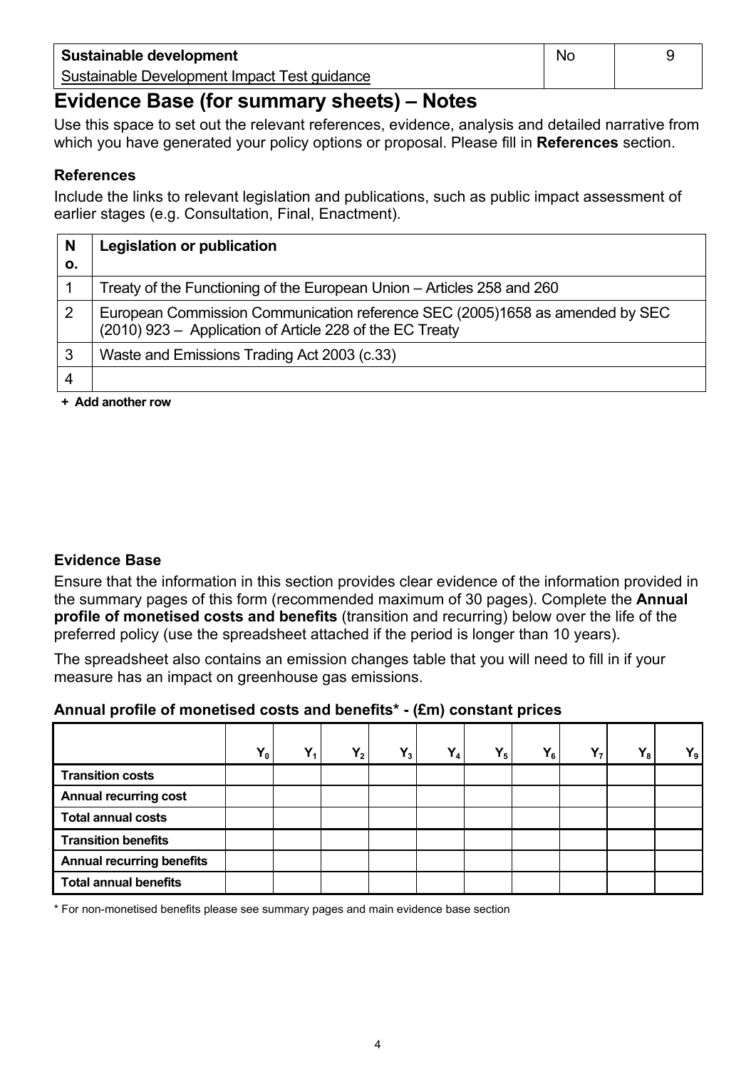| Sustainable development | No | 9 |
|---|---|---|
| Sustainable Development Impact Test guidance | | |

# Evidence Base (for summary sheets) – Notes

Use this space to set out the relevant references, evidence, analysis and detailed narrative from which you have generated your policy options or proposal. Please fill in **References** section.

### References

Include the links to relevant legislation and publications, such as public impact assessment of earlier stages (e.g. Consultation, Final, Enactment).

| No. | Legislation or publication |
|---|---|
| 1 | Treaty of the Functioning of the European Union – Articles 258 and 260 |
| 2 | European Commission Communication reference SEC (2005)1658 as amended by SEC (2010) 923 – Application of Article 228 of the EC Treaty |
| 3 | Waste and Emissions Trading Act 2003 (c.33) |
| 4 | |

**+ Add another row**

### Evidence Base

Ensure that the information in this section provides clear evidence of the information provided in the summary pages of this form (recommended maximum of 30 pages). Complete the **Annual profile of monetised costs and benefits** (transition and recurring) below over the life of the preferred policy (use the spreadsheet attached if the period is longer than 10 years).

The spreadsheet also contains an emission changes table that you will need to fill in if your measure has an impact on greenhouse gas emissions.

**Annual profile of monetised costs and benefits* - (£m) constant prices**

| | $Y_0$ | $Y_1$ | $Y_2$ | $Y_3$ | $Y_4$ | $Y_5$ | $Y_6$ | $Y_7$ | $Y_8$ | $Y_9$ |
|---|---|---|---|---|---|---|---|---|---|---|
| **Transition costs** | | | | | | | | | | |
| **Annual recurring cost** | | | | | | | | | | |
| **Total annual costs** | | | | | | | | | | |
| **Transition benefits** | | | | | | | | | | |
| **Annual recurring benefits** | | | | | | | | | | |
| **Total annual benefits** | | | | | | | | | | |

* For non-monetised benefits please see summary pages and main evidence base section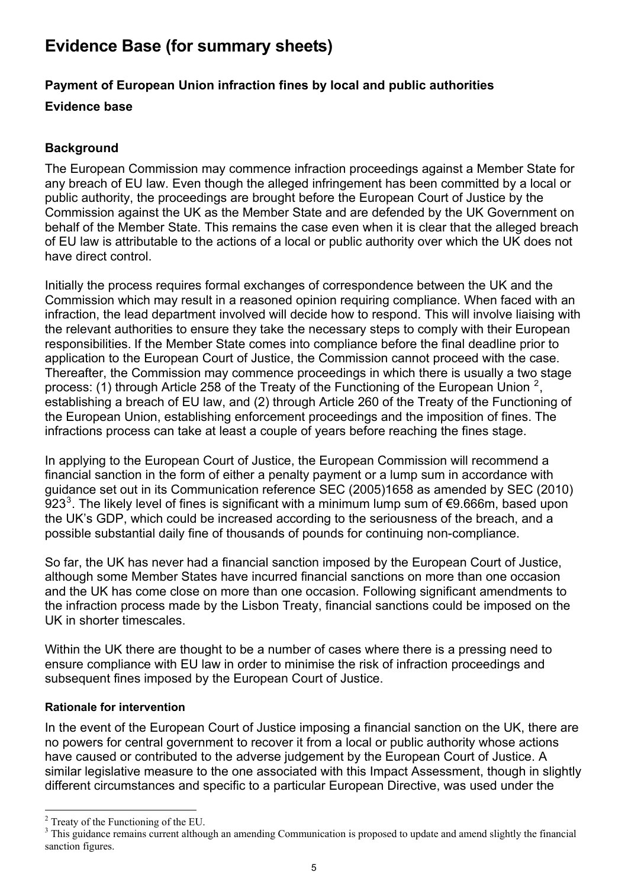# Evidence Base (for summary sheets)

**Payment of European Union infraction fines by local and public authorities**

**Evidence base**

### Background

The European Commission may commence infraction proceedings against a Member State for any breach of EU law. Even though the alleged infringement has been committed by a local or public authority, the proceedings are brought before the European Court of Justice by the Commission against the UK as the Member State and are defended by the UK Government on behalf of the Member State. This remains the case even when it is clear that the alleged breach of EU law is attributable to the actions of a local or public authority over which the UK does not have direct control.

Initially the process requires formal exchanges of correspondence between the UK and the Commission which may result in a reasoned opinion requiring compliance. When faced with an infraction, the lead department involved will decide how to respond. This will involve liaising with the relevant authorities to ensure they take the necessary steps to comply with their European responsibilities. If the Member State comes into compliance before the final deadline prior to application to the European Court of Justice, the Commission cannot proceed with the case. Thereafter, the Commission may commence proceedings in which there is usually a two stage process: (1) through Article 258 of the Treaty of the Functioning of the European Union [2], establishing a breach of EU law, and (2) through Article 260 of the Treaty of the Functioning of the European Union, establishing enforcement proceedings and the imposition of fines. The infractions process can take at least a couple of years before reaching the fines stage.

In applying to the European Court of Justice, the European Commission will recommend a financial sanction in the form of either a penalty payment or a lump sum in accordance with guidance set out in its Communication reference SEC (2005)1658 as amended by SEC (2010) 923[3]. The likely level of fines is significant with a minimum lump sum of €9.666m, based upon the UK's GDP, which could be increased according to the seriousness of the breach, and a possible substantial daily fine of thousands of pounds for continuing non-compliance.

So far, the UK has never had a financial sanction imposed by the European Court of Justice, although some Member States have incurred financial sanctions on more than one occasion and the UK has come close on more than one occasion. Following significant amendments to the infraction process made by the Lisbon Treaty, financial sanctions could be imposed on the UK in shorter timescales.

Within the UK there are thought to be a number of cases where there is a pressing need to ensure compliance with EU law in order to minimise the risk of infraction proceedings and subsequent fines imposed by the European Court of Justice.

#### Rationale for intervention

In the event of the European Court of Justice imposing a financial sanction on the UK, there are no powers for central government to recover it from a local or public authority whose actions have caused or contributed to the adverse judgement by the European Court of Justice. A similar legislative measure to the one associated with this Impact Assessment, though in slightly different circumstances and specific to a particular European Directive, was used under the

---

[2] Treaty of the Functioning of the EU.

[3] This guidance remains current although an amending Communication is proposed to update and amend slightly the financial sanction figures.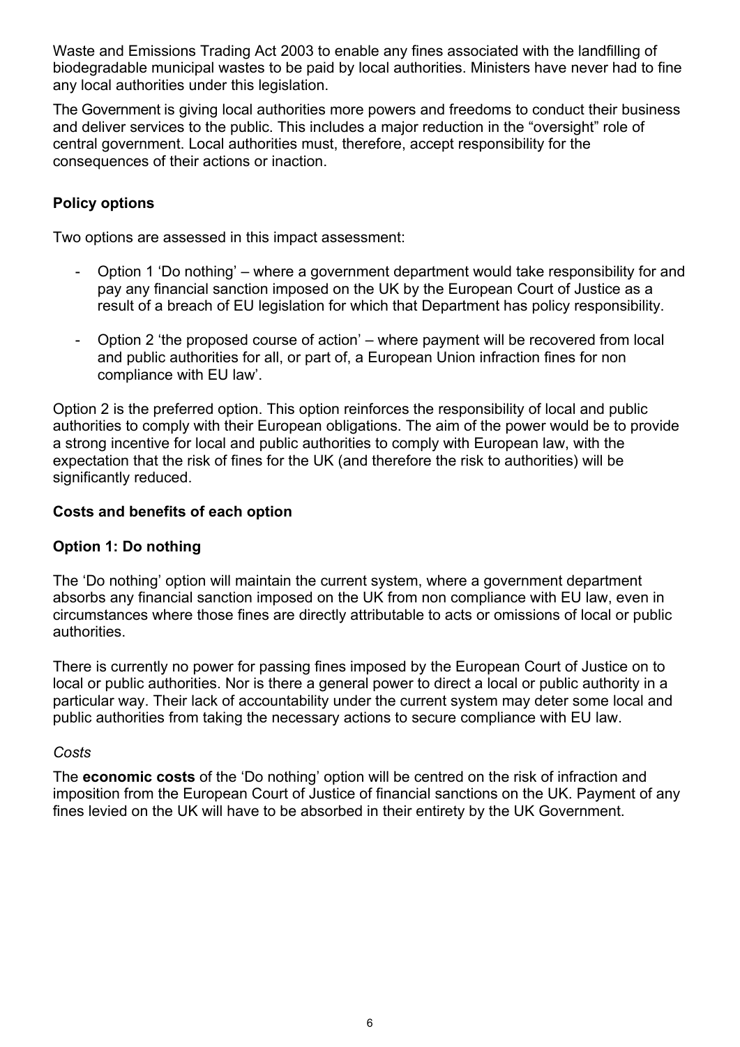Waste and Emissions Trading Act 2003 to enable any fines associated with the landfilling of biodegradable municipal wastes to be paid by local authorities. Ministers have never had to fine any local authorities under this legislation.

The Government is giving local authorities more powers and freedoms to conduct their business and deliver services to the public. This includes a major reduction in the "oversight" role of central government. Local authorities must, therefore, accept responsibility for the consequences of their actions or inaction.

### Policy options

Two options are assessed in this impact assessment:

- Option 1 'Do nothing' – where a government department would take responsibility for and pay any financial sanction imposed on the UK by the European Court of Justice as a result of a breach of EU legislation for which that Department has policy responsibility.

- Option 2 'the proposed course of action' – where payment will be recovered from local and public authorities for all, or part of, a European Union infraction fines for non compliance with EU law'.

Option 2 is the preferred option. This option reinforces the responsibility of local and public authorities to comply with their European obligations. The aim of the power would be to provide a strong incentive for local and public authorities to comply with European law, with the expectation that the risk of fines for the UK (and therefore the risk to authorities) will be significantly reduced.

### Costs and benefits of each option

### Option 1: Do nothing

The 'Do nothing' option will maintain the current system, where a government department absorbs any financial sanction imposed on the UK from non compliance with EU law, even in circumstances where those fines are directly attributable to acts or omissions of local or public authorities.

There is currently no power for passing fines imposed by the European Court of Justice on to local or public authorities. Nor is there a general power to direct a local or public authority in a particular way. Their lack of accountability under the current system may deter some local and public authorities from taking the necessary actions to secure compliance with EU law.

*Costs*

The **economic costs** of the 'Do nothing' option will be centred on the risk of infraction and imposition from the European Court of Justice of financial sanctions on the UK. Payment of any fines levied on the UK will have to be absorbed in their entirety by the UK Government.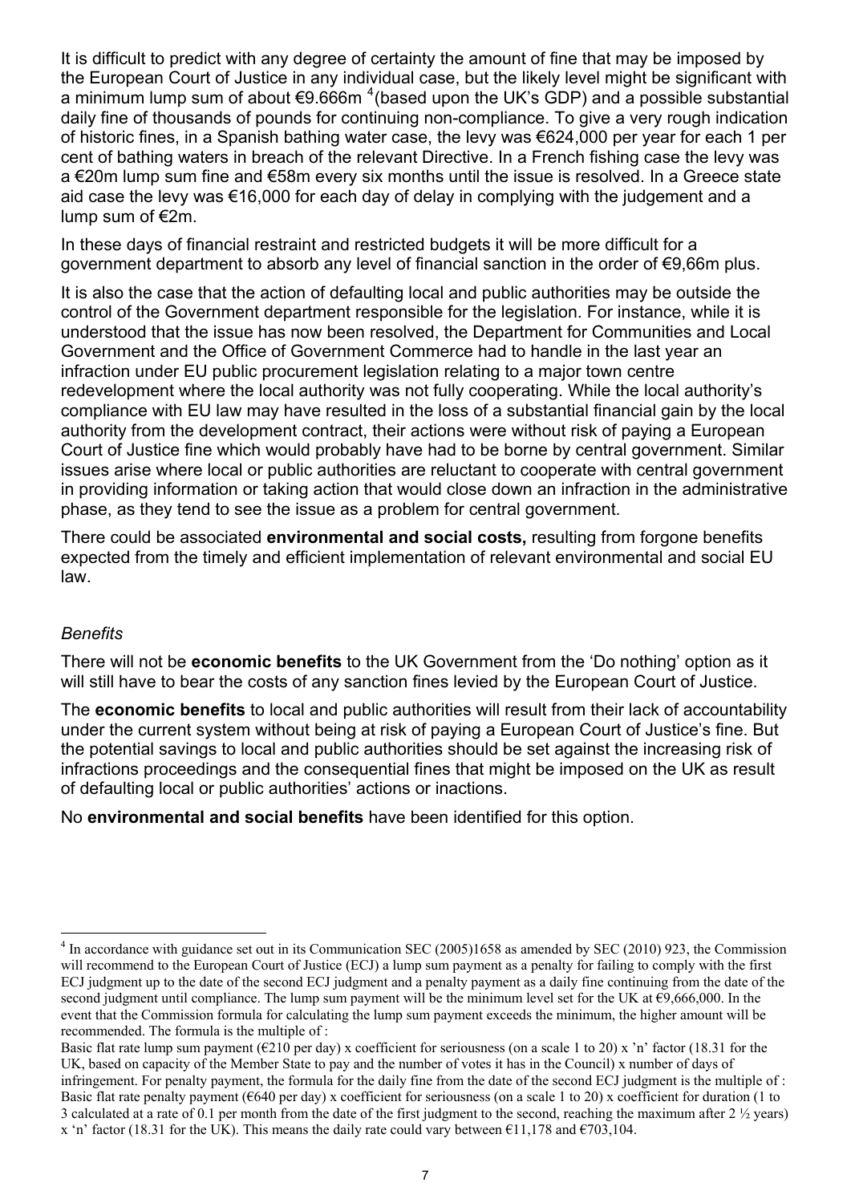It is difficult to predict with any degree of certainty the amount of fine that may be imposed by the European Court of Justice in any individual case, but the likely level might be significant with a minimum lump sum of about €9.666m [4](based upon the UK's GDP) and a possible substantial daily fine of thousands of pounds for continuing non-compliance. To give a very rough indication of historic fines, in a Spanish bathing water case, the levy was €624,000 per year for each 1 per cent of bathing waters in breach of the relevant Directive. In a French fishing case the levy was a €20m lump sum fine and €58m every six months until the issue is resolved. In a Greece state aid case the levy was €16,000 for each day of delay in complying with the judgement and a lump sum of €2m.

In these days of financial restraint and restricted budgets it will be more difficult for a government department to absorb any level of financial sanction in the order of €9,66m plus.

It is also the case that the action of defaulting local and public authorities may be outside the control of the Government department responsible for the legislation. For instance, while it is understood that the issue has now been resolved, the Department for Communities and Local Government and the Office of Government Commerce had to handle in the last year an infraction under EU public procurement legislation relating to a major town centre redevelopment where the local authority was not fully cooperating. While the local authority's compliance with EU law may have resulted in the loss of a substantial financial gain by the local authority from the development contract, their actions were without risk of paying a European Court of Justice fine which would probably have had to be borne by central government. Similar issues arise where local or public authorities are reluctant to cooperate with central government in providing information or taking action that would close down an infraction in the administrative phase, as they tend to see the issue as a problem for central government.

There could be associated **environmental and social costs,** resulting from forgone benefits expected from the timely and efficient implementation of relevant environmental and social EU law.

*Benefits*

There will not be **economic benefits** to the UK Government from the 'Do nothing' option as it will still have to bear the costs of any sanction fines levied by the European Court of Justice.

The **economic benefits** to local and public authorities will result from their lack of accountability under the current system without being at risk of paying a European Court of Justice's fine. But the potential savings to local and public authorities should be set against the increasing risk of infractions proceedings and the consequential fines that might be imposed on the UK as result of defaulting local or public authorities' actions or inactions.

No **environmental and social benefits** have been identified for this option.

---

[4] In accordance with guidance set out in its Communication SEC (2005)1658 as amended by SEC (2010) 923, the Commission will recommend to the European Court of Justice (ECJ) a lump sum payment as a penalty for failing to comply with the first ECJ judgment up to the date of the second ECJ judgment and a penalty payment as a daily fine continuing from the date of the second judgment until compliance. The lump sum payment will be the minimum level set for the UK at €9,666,000. In the event that the Commission formula for calculating the lump sum payment exceeds the minimum, the higher amount will be recommended. The formula is the multiple of :
Basic flat rate lump sum payment (€210 per day) x coefficient for seriousness (on a scale 1 to 20) x 'n' factor (18.31 for the UK, based on capacity of the Member State to pay and the number of votes it has in the Council) x number of days of infringement. For penalty payment, the formula for the daily fine from the date of the second ECJ judgment is the multiple of : Basic flat rate penalty payment (€640 per day) x coefficient for seriousness (on a scale 1 to 20) x coefficient for duration (1 to 3 calculated at a rate of 0.1 per month from the date of the first judgment to the second, reaching the maximum after 2 ½ years) x 'n' factor (18.31 for the UK). This means the daily rate could vary between €11,178 and €703,104.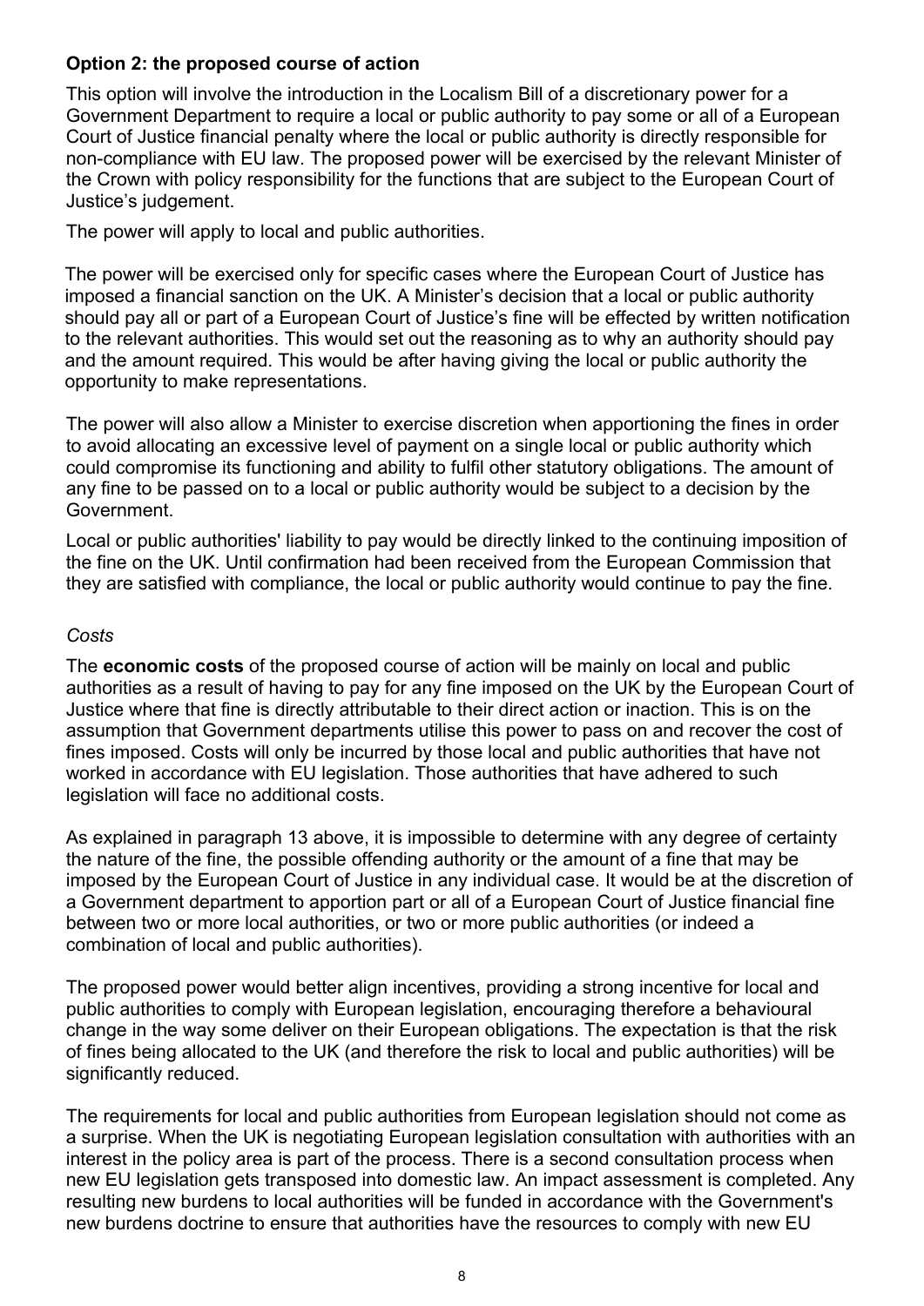**Option 2: the proposed course of action**

This option will involve the introduction in the Localism Bill of a discretionary power for a Government Department to require a local or public authority to pay some or all of a European Court of Justice financial penalty where the local or public authority is directly responsible for non-compliance with EU law. The proposed power will be exercised by the relevant Minister of the Crown with policy responsibility for the functions that are subject to the European Court of Justice's judgement.

The power will apply to local and public authorities.

The power will be exercised only for specific cases where the European Court of Justice has imposed a financial sanction on the UK. A Minister's decision that a local or public authority should pay all or part of a European Court of Justice's fine will be effected by written notification to the relevant authorities. This would set out the reasoning as to why an authority should pay and the amount required. This would be after having giving the local or public authority the opportunity to make representations.

The power will also allow a Minister to exercise discretion when apportioning the fines in order to avoid allocating an excessive level of payment on a single local or public authority which could compromise its functioning and ability to fulfil other statutory obligations. The amount of any fine to be passed on to a local or public authority would be subject to a decision by the Government.

Local or public authorities' liability to pay would be directly linked to the continuing imposition of the fine on the UK. Until confirmation had been received from the European Commission that they are satisfied with compliance, the local or public authority would continue to pay the fine.

*Costs*

The **economic costs** of the proposed course of action will be mainly on local and public authorities as a result of having to pay for any fine imposed on the UK by the European Court of Justice where that fine is directly attributable to their direct action or inaction. This is on the assumption that Government departments utilise this power to pass on and recover the cost of fines imposed. Costs will only be incurred by those local and public authorities that have not worked in accordance with EU legislation. Those authorities that have adhered to such legislation will face no additional costs.

As explained in paragraph 13 above, it is impossible to determine with any degree of certainty the nature of the fine, the possible offending authority or the amount of a fine that may be imposed by the European Court of Justice in any individual case. It would be at the discretion of a Government department to apportion part or all of a European Court of Justice financial fine between two or more local authorities, or two or more public authorities (or indeed a combination of local and public authorities).

The proposed power would better align incentives, providing a strong incentive for local and public authorities to comply with European legislation, encouraging therefore a behavioural change in the way some deliver on their European obligations. The expectation is that the risk of fines being allocated to the UK (and therefore the risk to local and public authorities) will be significantly reduced.

The requirements for local and public authorities from European legislation should not come as a surprise. When the UK is negotiating European legislation consultation with authorities with an interest in the policy area is part of the process. There is a second consultation process when new EU legislation gets transposed into domestic law. An impact assessment is completed. Any resulting new burdens to local authorities will be funded in accordance with the Government's new burdens doctrine to ensure that authorities have the resources to comply with new EU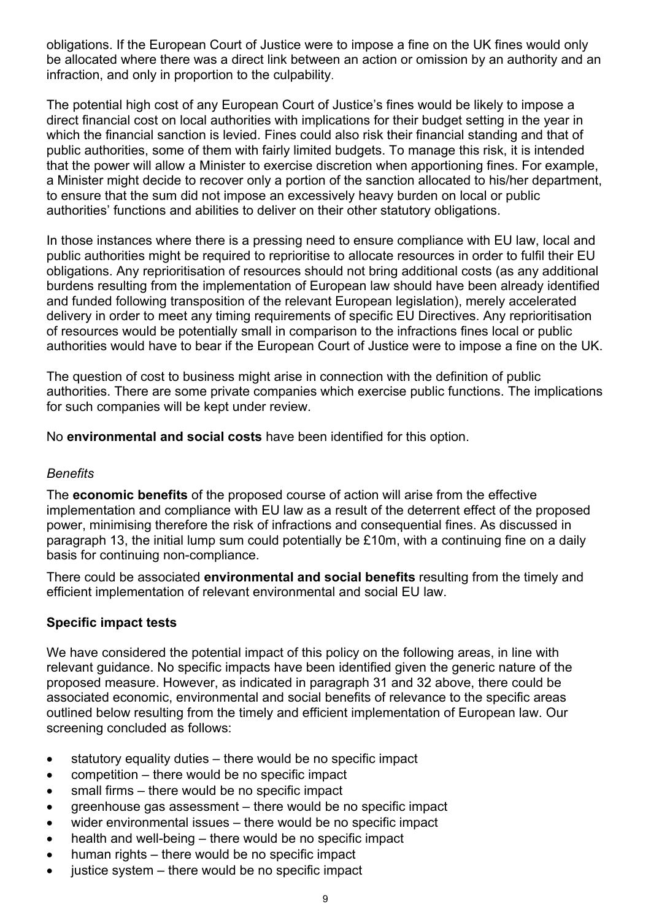obligations. If the European Court of Justice were to impose a fine on the UK fines would only be allocated where there was a direct link between an action or omission by an authority and an infraction, and only in proportion to the culpability.

The potential high cost of any European Court of Justice's fines would be likely to impose a direct financial cost on local authorities with implications for their budget setting in the year in which the financial sanction is levied. Fines could also risk their financial standing and that of public authorities, some of them with fairly limited budgets. To manage this risk, it is intended that the power will allow a Minister to exercise discretion when apportioning fines. For example, a Minister might decide to recover only a portion of the sanction allocated to his/her department, to ensure that the sum did not impose an excessively heavy burden on local or public authorities' functions and abilities to deliver on their other statutory obligations.

In those instances where there is a pressing need to ensure compliance with EU law, local and public authorities might be required to reprioritise to allocate resources in order to fulfil their EU obligations. Any reprioritisation of resources should not bring additional costs (as any additional burdens resulting from the implementation of European law should have been already identified and funded following transposition of the relevant European legislation), merely accelerated delivery in order to meet any timing requirements of specific EU Directives. Any reprioritisation of resources would be potentially small in comparison to the infractions fines local or public authorities would have to bear if the European Court of Justice were to impose a fine on the UK.

The question of cost to business might arise in connection with the definition of public authorities. There are some private companies which exercise public functions. The implications for such companies will be kept under review.

No **environmental and social costs** have been identified for this option.

*Benefits*

The **economic benefits** of the proposed course of action will arise from the effective implementation and compliance with EU law as a result of the deterrent effect of the proposed power, minimising therefore the risk of infractions and consequential fines. As discussed in paragraph 13, the initial lump sum could potentially be £10m, with a continuing fine on a daily basis for continuing non-compliance.

There could be associated **environmental and social benefits** resulting from the timely and efficient implementation of relevant environmental and social EU law.

**Specific impact tests**

We have considered the potential impact of this policy on the following areas, in line with relevant guidance. No specific impacts have been identified given the generic nature of the proposed measure. However, as indicated in paragraph 31 and 32 above, there could be associated economic, environmental and social benefits of relevance to the specific areas outlined below resulting from the timely and efficient implementation of European law. Our screening concluded as follows:

- statutory equality duties – there would be no specific impact
- competition – there would be no specific impact
- small firms – there would be no specific impact
- greenhouse gas assessment – there would be no specific impact
- wider environmental issues – there would be no specific impact
- health and well-being – there would be no specific impact
- human rights – there would be no specific impact
- justice system – there would be no specific impact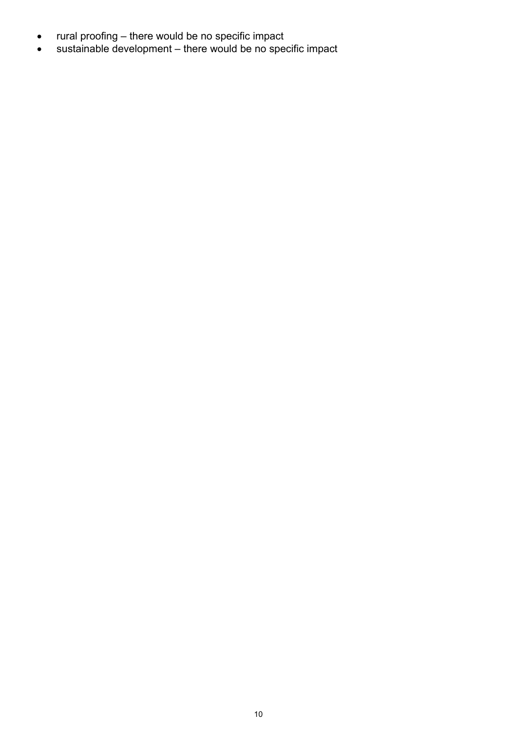- rural proofing – there would be no specific impact
- sustainable development – there would be no specific impact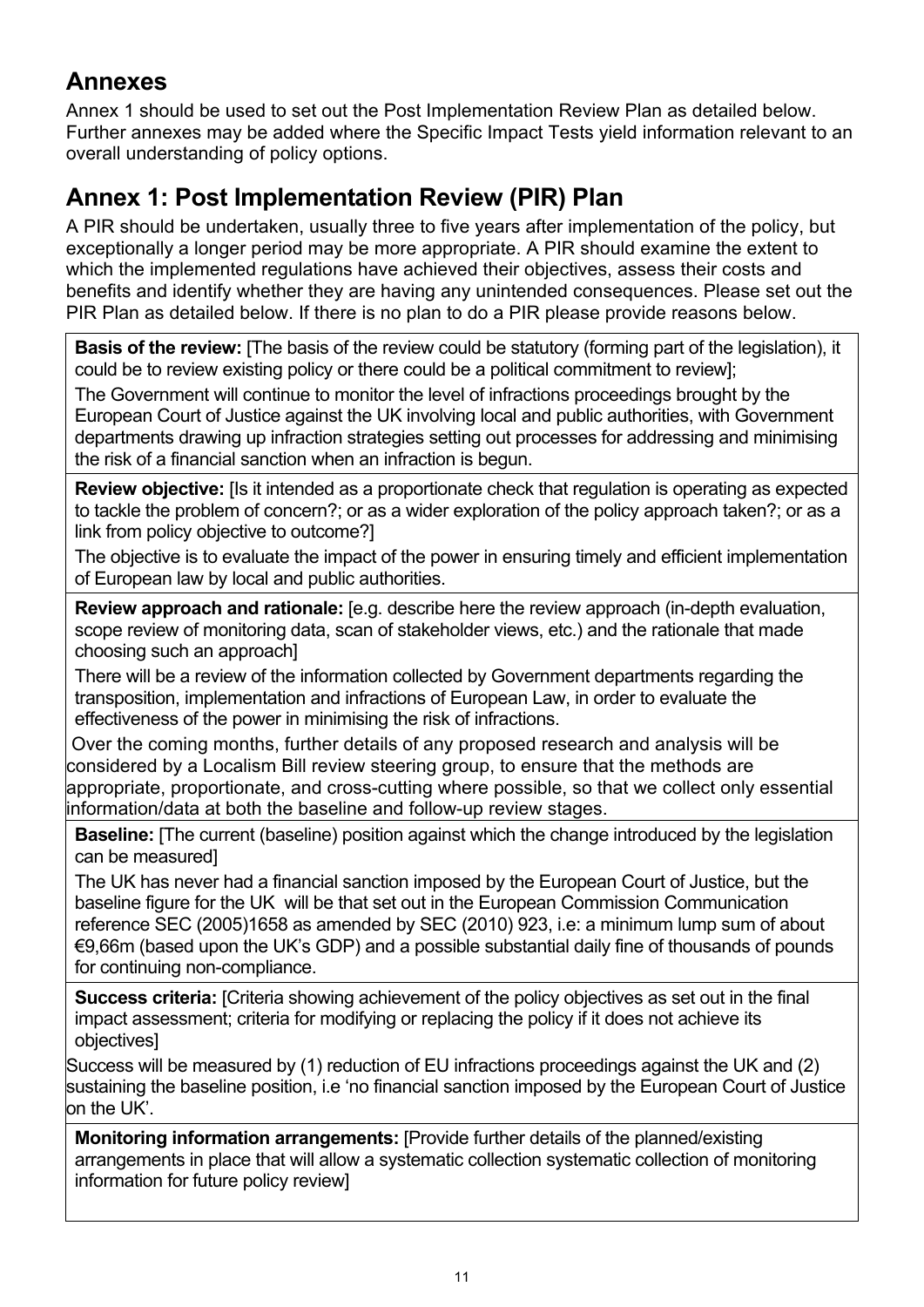## Annexes

Annex 1 should be used to set out the Post Implementation Review Plan as detailed below. Further annexes may be added where the Specific Impact Tests yield information relevant to an overall understanding of policy options.

## Annex 1: Post Implementation Review (PIR) Plan

A PIR should be undertaken, usually three to five years after implementation of the policy, but exceptionally a longer period may be more appropriate. A PIR should examine the extent to which the implemented regulations have achieved their objectives, assess their costs and benefits and identify whether they are having any unintended consequences. Please set out the PIR Plan as detailed below. If there is no plan to do a PIR please provide reasons below.

**Basis of the review:** [The basis of the review could be statutory (forming part of the legislation), it could be to review existing policy or there could be a political commitment to review];

The Government will continue to monitor the level of infractions proceedings brought by the European Court of Justice against the UK involving local and public authorities, with Government departments drawing up infraction strategies setting out processes for addressing and minimising the risk of a financial sanction when an infraction is begun.

**Review objective:** [Is it intended as a proportionate check that regulation is operating as expected to tackle the problem of concern?; or as a wider exploration of the policy approach taken?; or as a link from policy objective to outcome?]

The objective is to evaluate the impact of the power in ensuring timely and efficient implementation of European law by local and public authorities.

**Review approach and rationale:** [e.g. describe here the review approach (in-depth evaluation, scope review of monitoring data, scan of stakeholder views, etc.) and the rationale that made choosing such an approach]

There will be a review of the information collected by Government departments regarding the transposition, implementation and infractions of European Law, in order to evaluate the effectiveness of the power in minimising the risk of infractions.

Over the coming months, further details of any proposed research and analysis will be considered by a Localism Bill review steering group, to ensure that the methods are appropriate, proportionate, and cross-cutting where possible, so that we collect only essential information/data at both the baseline and follow-up review stages.

**Baseline:** [The current (baseline) position against which the change introduced by the legislation can be measured]

The UK has never had a financial sanction imposed by the European Court of Justice, but the baseline figure for the UK will be that set out in the European Commission Communication reference SEC (2005)1658 as amended by SEC (2010) 923, i.e: a minimum lump sum of about €9,66m (based upon the UK's GDP) and a possible substantial daily fine of thousands of pounds for continuing non-compliance.

**Success criteria:** [Criteria showing achievement of the policy objectives as set out in the final impact assessment; criteria for modifying or replacing the policy if it does not achieve its objectives]

Success will be measured by (1) reduction of EU infractions proceedings against the UK and (2) sustaining the baseline position, i.e 'no financial sanction imposed by the European Court of Justice on the UK'.

**Monitoring information arrangements:** [Provide further details of the planned/existing arrangements in place that will allow a systematic collection systematic collection of monitoring information for future policy review]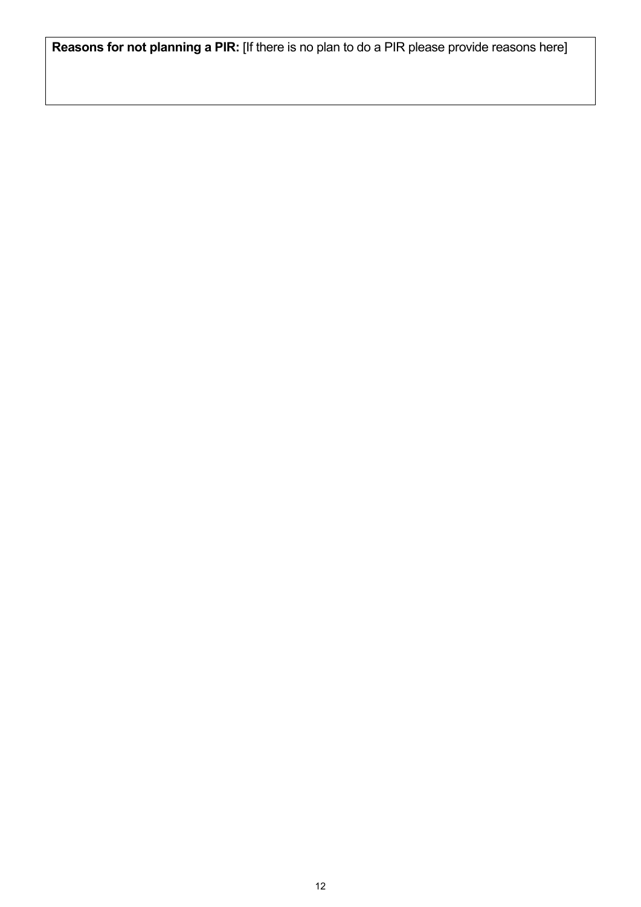**Reasons for not planning a PIR:** [If there is no plan to do a PIR please provide reasons here]